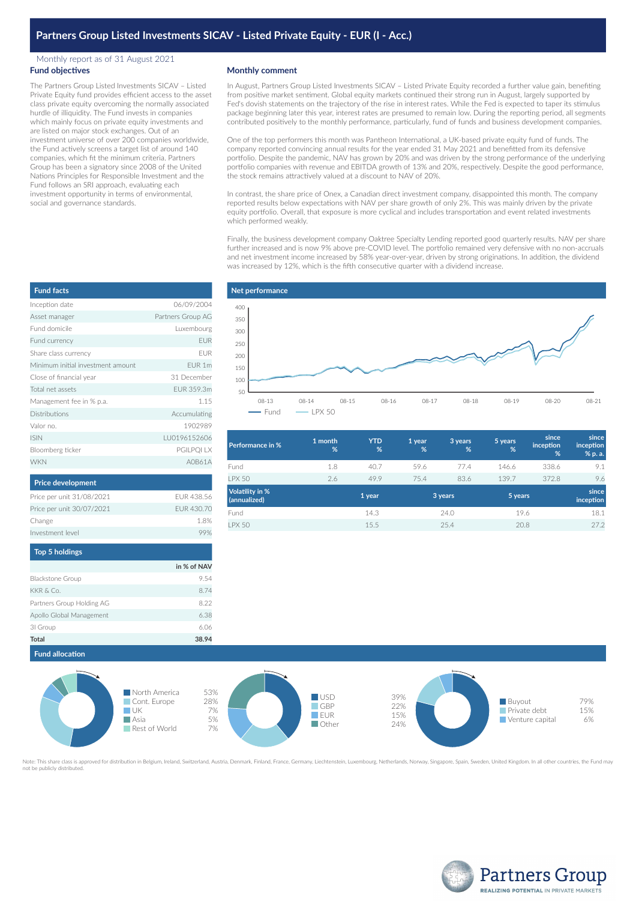# Partners Group Listed Investments SICAV - Listed Private Equity - EUR (I - Acc.)

Monthly report as of 31 August 2021

## Fund objectives

The Partners Group Listed Investments SICAV – Listed Private Equity fund provides efficient access to the asset class private equity overcoming the normally associated hurdle of illiquidity. The Fund invests in companies which mainly focus on private equity investments and are listed on major stock exchanges. Out of an investment universe of over 200 companies worldwide, the Fund actively screens a target list of around 140 companies, which fit the minimum criteria. Partners Group has been a signatory since 2008 of the United Nations Principles for Responsible Investment and the Fund follows an SRI approach, evaluating each investment opportunity in terms of environmental, social and governance standards.

## Monthly comment

In August, Partners Group Listed Investments SICAV – Listed Private Equity recorded a further value gain, benefiting from positive market sentiment. Global equity markets continued their strong run in August, largely supported by Fed's dovish statements on the trajectory of the rise in interest rates. While the Fed is expected to taper its stimulus package beginning later this year, interest rates are presumed to remain low. During the reporting period, all segments contributed positively to the monthly performance, particularly, fund of funds and business development companies.

One of the top performers this month was Pantheon International, a UK-based private equity fund of funds. The company reported convincing annual results for the year ended 31 May 2021 and benefitted from its defensive portfolio. Despite the pandemic, NAV has grown by 20% and was driven by the strong performance of the underlying portfolio companies with revenue and EBITDA growth of 13% and 20%, respectively. Despite the good performance, the stock remains attractively valued at a discount to NAV of 20%.

In contrast, the share price of Onex, a Canadian direct investment company, disappointed this month. The company reported results below expectations with NAV per share growth of only 2%. This was mainly driven by the private equity portfolio. Overall, that exposure is more cyclical and includes transportation and event related investments which performed weakly.

Finally, the business development company Oaktree Specialty Lending reported good quarterly results. NAV per share further increased and is now 9% above pre-COVID level. The portfolio remained very defensive with no non-accruals and net investment income increased by 58% year-over-year, driven by strong originations. In addition, the dividend was increased by 12%, which is the fifth consecutive quarter with a dividend increase.

## Fund facts

| | |
|---|---|
| Inception date | 06/09/2004 |
| Asset manager | Partners Group AG |
| Fund domicile | Luxembourg |
| Fund currency | EUR |
| Share class currency | EUR |
| Minimum initial investment amount | EUR 1m |
| Close of financial year | 31 December |
| Total net assets | EUR 359.3m |
| Management fee in % p.a. | 1.15 |
| Distributions | Accumulating |
| Valor no. | 1902989 |
| ISIN | LU0196152606 |
| Bloomberg ticker | PGILPQI LX |
| WKN | A0B61A |

## Price development

| | |
|---|---|
| Price per unit 31/08/2021 | EUR 438.56 |
| Price per unit 30/07/2021 | EUR 430.70 |
| Change | 1.8% |
| Investment level | 99% |

## Top 5 holdings

| | in % of NAV |
|---|---|
| Blackstone Group | 9.54 |
| KKR & Co. | 8.74 |
| Partners Group Holding AG | 8.22 |
| Apollo Global Management | 6.38 |
| 3I Group | 6.06 |
| **Total** | **38.94** |

## Net performance

Fund — LPX 50

| Performance in % | 1 month % | YTD % | 1 year % | 3 years % | 5 years % | since inception % | since inception % p. a. |
|---|---|---|---|---|---|---|---|
| Fund | 1.8 | 40.7 | 59.6 | 77.4 | 146.6 | 338.6 | 9.1 |
| LPX 50 | 2.6 | 49.9 | 75.4 | 83.6 | 139.7 | 372.8 | 9.6 |

| Volatility in % (annualized) | 1 year | 3 years | 5 years | since inception |
|---|---|---|---|---|
| Fund | 14.3 | 24.0 | 19.6 | 18.1 |
| LPX 50 | 15.5 | 25.4 | 20.8 | 27.2 |

## Fund allocation

| Region | % |
|---|---|
| North America | 53% |
| Cont. Europe | 28% |
| UK | 7% |
| Asia | 5% |
| Rest of World | 7% |

| Currency | % |
|---|---|
| USD | 39% |
| GBP | 22% |
| EUR | 15% |
| Other | 24% |

| Investment type | % |
|---|---|
| Buyout | 79% |
| Private debt | 15% |
| Venture capital | 6% |

Note: This share class is approved for distribution in Belgium, Ireland, Switzerland, Austria, Denmark, Finland, France, Germany, Liechtenstein, Luxembourg, Netherlands, Norway, Singapore, Spain, Sweden, United Kingdom. In all other countries, the Fund may not be publicly distributed.

Partners Group
REALIZING POTENTIAL IN PRIVATE MARKETS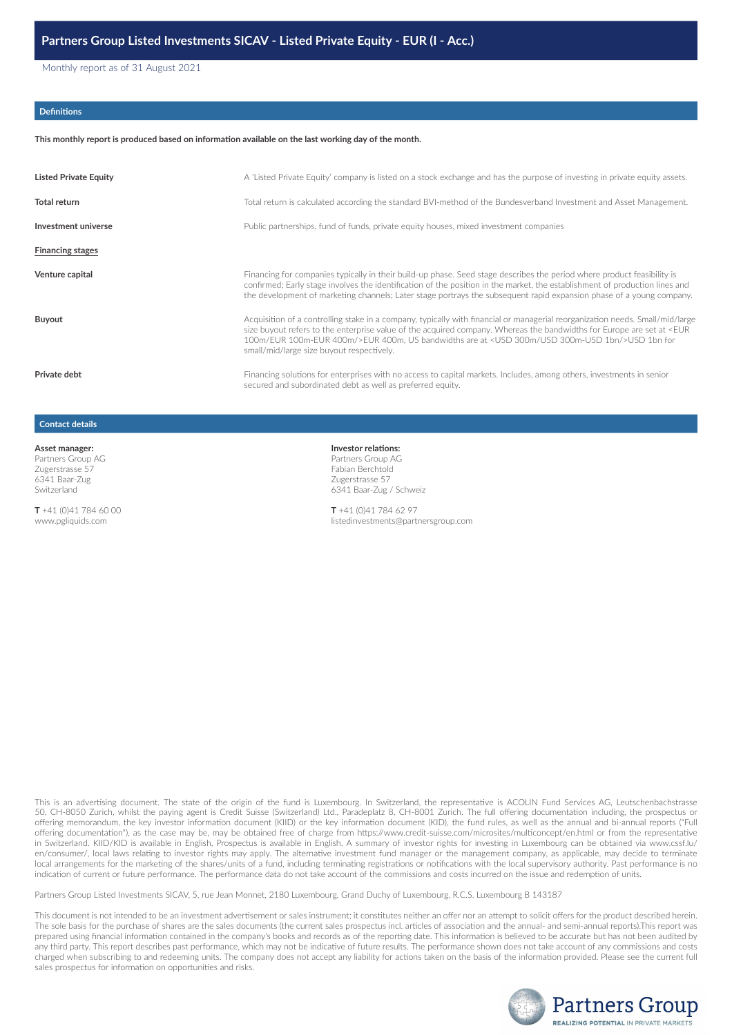## Partners Group Listed Investments SICAV - Listed Private Equity - EUR (I - Acc.)

Monthly report as of 31 August 2021

### Definitions

**This monthly report is produced based on information available on the last working day of the month.**

**Listed Private Equity**
A 'Listed Private Equity' company is listed on a stock exchange and has the purpose of investing in private equity assets.

**Total return**
Total return is calculated according the standard BVI-method of the Bundesverband Investment and Asset Management.

**Investment universe**
Public partnerships, fund of funds, private equity houses, mixed investment companies

**Financing stages**

**Venture capital**
Financing for companies typically in their build-up phase. Seed stage describes the period where product feasibility is confirmed; Early stage involves the identification of the position in the market, the establishment of production lines and the development of marketing channels; Later stage portrays the subsequent rapid expansion phase of a young company.

**Buyout**
Acquisition of a controlling stake in a company, typically with financial or managerial reorganization needs. Small/mid/large size buyout refers to the enterprise value of the acquired company. Whereas the bandwidths for Europe are set at <EUR 100m/EUR 100m-EUR 400m/>EUR 400m, US bandwidths are at <USD 300m/USD 300m-USD 1bn/>USD 1bn for small/mid/large size buyout respectively.

**Private debt**
Financing solutions for enterprises with no access to capital markets. Includes, among others, investments in senior secured and subordinated debt as well as preferred equity.

### Contact details

**Asset manager:**
Partners Group AG
Zugerstrasse 57
6341 Baar-Zug
Switzerland

**T** +41 (0)41 784 60 00
www.pgliquids.com

**Investor relations:**
Partners Group AG
Fabian Berchtold
Zugerstrasse 57
6341 Baar-Zug / Schweiz

**T** +41 (0)41 784 62 97
listedinvestments@partnersgroup.com

This is an advertising document. The state of the origin of the fund is Luxembourg. In Switzerland, the representative is ACOLIN Fund Services AG, Leutschenbachstrasse 50, CH-8050 Zurich, whilst the paying agent is Credit Suisse (Switzerland) Ltd., Paradeplatz 8, CH-8001 Zurich. The full offering documentation including, the prospectus or offering memorandum, the key investor information document (KIID) or the key information document (KID), the fund rules, as well as the annual and bi-annual reports ("Full offering documentation"), as the case may be, may be obtained free of charge from https://www.credit-suisse.com/microsites/multiconcept/en.html or from the representative in Switzerland. KIID/KID is available in English, Prospectus is available in English. A summary of investor rights for investing in Luxembourg can be obtained via www.cssf.lu/en/consumer/, local laws relating to investor rights may apply. The alternative investment fund manager or the management company, as applicable, may decide to terminate local arrangements for the marketing of the shares/units of a fund, including terminating registrations or notifications with the local supervisory authority. Past performance is no indication of current or future performance. The performance data do not take account of the commissions and costs incurred on the issue and redemption of units.

Partners Group Listed Investments SICAV, 5, rue Jean Monnet, 2180 Luxembourg, Grand Duchy of Luxembourg, R.C.S. Luxembourg B 143187

This document is not intended to be an investment advertisement or sales instrument; it constitutes neither an offer nor an attempt to solicit offers for the product described herein. The sole basis for the purchase of shares are the sales documents (the current sales prospectus incl. articles of association and the annual- and semi-annual reports).This report was prepared using financial information contained in the company's books and records as of the reporting date. This information is believed to be accurate but has not been audited by any third party. This report describes past performance, which may not be indicative of future results. The performance shown does not take account of any commissions and costs charged when subscribing to and redeeming units. The company does not accept any liability for actions taken on the basis of the information provided. Please see the current full sales prospectus for information on opportunities and risks.

Partners Group
REALIZING POTENTIAL IN PRIVATE MARKETS